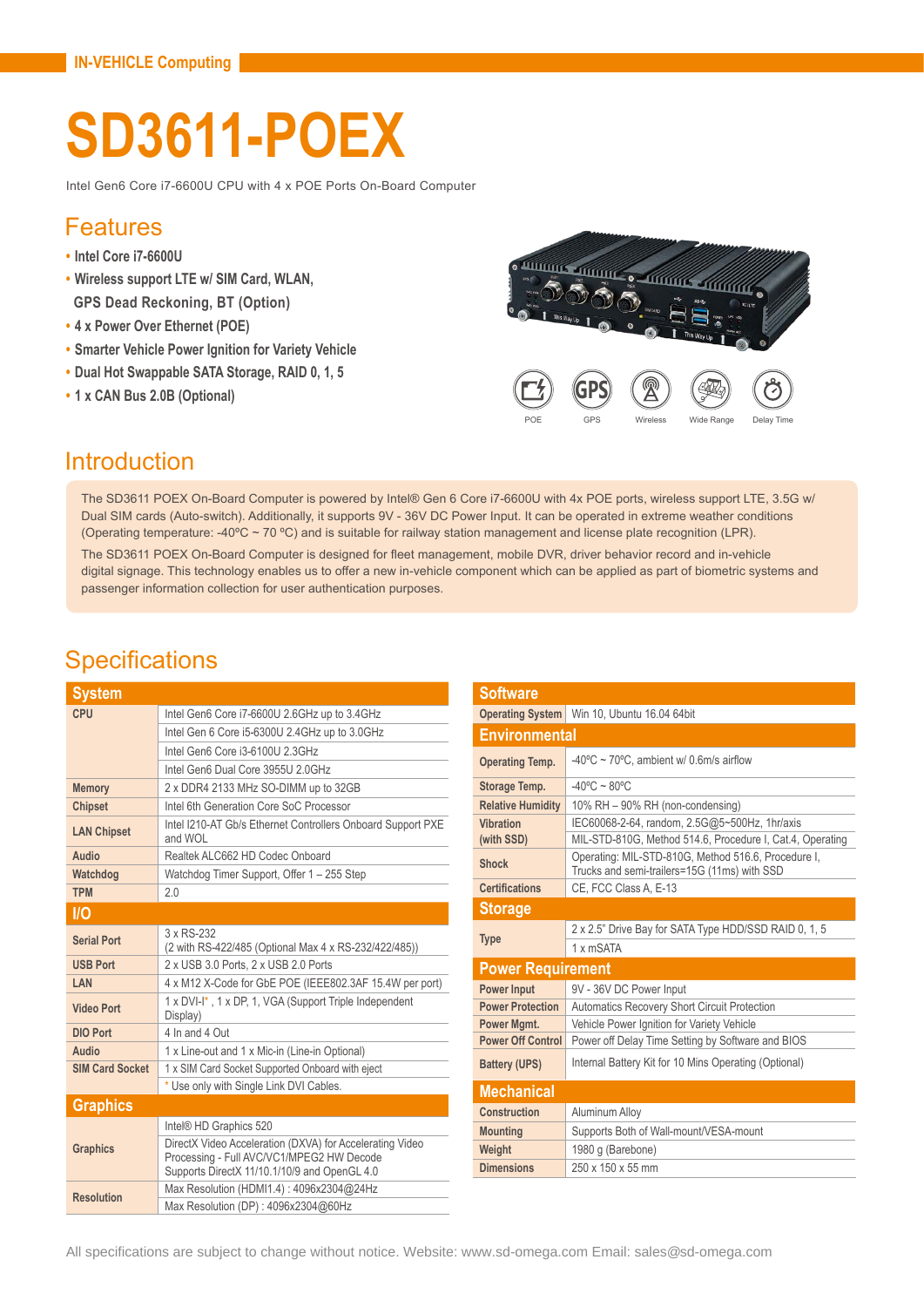IN-VEHICLE Computing

# SD3611-POEX

Intel Gen6 Core i7-6600U CPU with 4 x POE Ports On-Board Computer

## Features

- Intel Core i7-6600U
- Wireless support LTE w/ SIM Card, WLAN, GPS Dead Reckoning, BT (Option)
- 4 x Power Over Ethernet (POE)
- Smarter Vehicle Power Ignition for Variety Vehicle
- Dual Hot Swappable SATA Storage, RAID 0, 1, 5
- 1 x CAN Bus 2.0B (Optional)

POE GPS Wireless Wide Range Delay Time

## Introduction

The SD3611 POEX On-Board Computer is powered by Intel® Gen 6 Core i7-6600U with 4x POE ports, wireless support LTE, 3.5G w/ Dual SIM cards (Auto-switch). Additionally, it supports 9V - 36V DC Power Input. It can be operated in extreme weather conditions (Operating temperature: -40ºC ~ 70 ºC) and is suitable for railway station management and license plate recognition (LPR).

The SD3611 POEX On-Board Computer is designed for fleet management, mobile DVR, driver behavior record and in-vehicle digital signage. This technology enables us to offer a new in-vehicle component which can be applied as part of biometric systems and passenger information collection for user authentication purposes.

## Specifications

| System | |
|---|---|
| CPU | Intel Gen6 Core i7-6600U 2.6GHz up to 3.4GHz |
| | Intel Gen 6 Core i5-6300U 2.4GHz up to 3.0GHz |
| | Intel Gen6 Core i3-6100U 2.3GHz |
| | Intel Gen6 Dual Core 3955U 2.0GHz |
| Memory | 2 x DDR4 2133 MHz SO-DIMM up to 32GB |
| Chipset | Intel 6th Generation Core SoC Processor |
| LAN Chipset | Intel I210-AT Gb/s Ethernet Controllers Onboard Support PXE and WOL |
| Audio | Realtek ALC662 HD Codec Onboard |
| Watchdog | Watchdog Timer Support, Offer 1 – 255 Step |
| TPM | 2.0 |
| **I/O** | |
| Serial Port | 3 x RS-232 (2 with RS-422/485 (Optional Max 4 x RS-232/422/485)) |
| USB Port | 2 x USB 3.0 Ports, 2 x USB 2.0 Ports |
| LAN | 4 x M12 X-Code for GbE POE (IEEE802.3AF 15.4W per port) |
| Video Port | 1 x DVI-I* , 1 x DP, 1, VGA (Support Triple Independent Display) |
| DIO Port | 4 In and 4 Out |
| Audio | 1 x Line-out and 1 x Mic-in (Line-in Optional) |
| SIM Card Socket | 1 x SIM Card Socket Supported Onboard with eject |
| | * Use only with Single Link DVI Cables. |
| **Graphics** | |
| Graphics | Intel® HD Graphics 520 |
| | DirectX Video Acceleration (DXVA) for Accelerating Video Processing - Full AVC/VC1/MPEG2 HW Decode Supports DirectX 11/10.1/10/9 and OpenGL 4.0 |
| Resolution | Max Resolution (HDMI1.4) : 4096x2304@24Hz |
| | Max Resolution (DP) : 4096x2304@60Hz |

| Software | |
|---|---|
| Operating System | Win 10, Ubuntu 16.04 64bit |
| **Environmental** | |
| Operating Temp. | -40ºC ~ 70ºC, ambient w/ 0.6m/s airflow |
| Storage Temp. | -40ºC ~ 80ºC |
| Relative Humidity | 10% RH – 90% RH (non-condensing) |
| Vibration (with SSD) | IEC60068-2-64, random, 2.5G@5~500Hz, 1hr/axis |
| | MIL-STD-810G, Method 514.6, Procedure I, Cat.4, Operating |
| Shock | Operating: MIL-STD-810G, Method 516.6, Procedure I, Trucks and semi-trailers=15G (11ms) with SSD |
| Certifications | CE, FCC Class A, E-13 |
| **Storage** | |
| Type | 2 x 2.5" Drive Bay for SATA Type HDD/SSD RAID 0, 1, 5 |
| | 1 x mSATA |
| **Power Requirement** | |
| Power Input | 9V - 36V DC Power Input |
| Power Protection | Automatics Recovery Short Circuit Protection |
| Power Mgmt. | Vehicle Power Ignition for Variety Vehicle |
| Power Off Control | Power off Delay Time Setting by Software and BIOS |
| Battery (UPS) | Internal Battery Kit for 10 Mins Operating (Optional) |
| **Mechanical** | |
| Construction | Aluminum Alloy |
| Mounting | Supports Both of Wall-mount/VESA-mount |
| Weight | 1980 g (Barebone) |
| Dimensions | 250 x 150 x 55 mm |

All specifications are subject to change without notice. Website: www.sd-omega.com Email: sales@sd-omega.com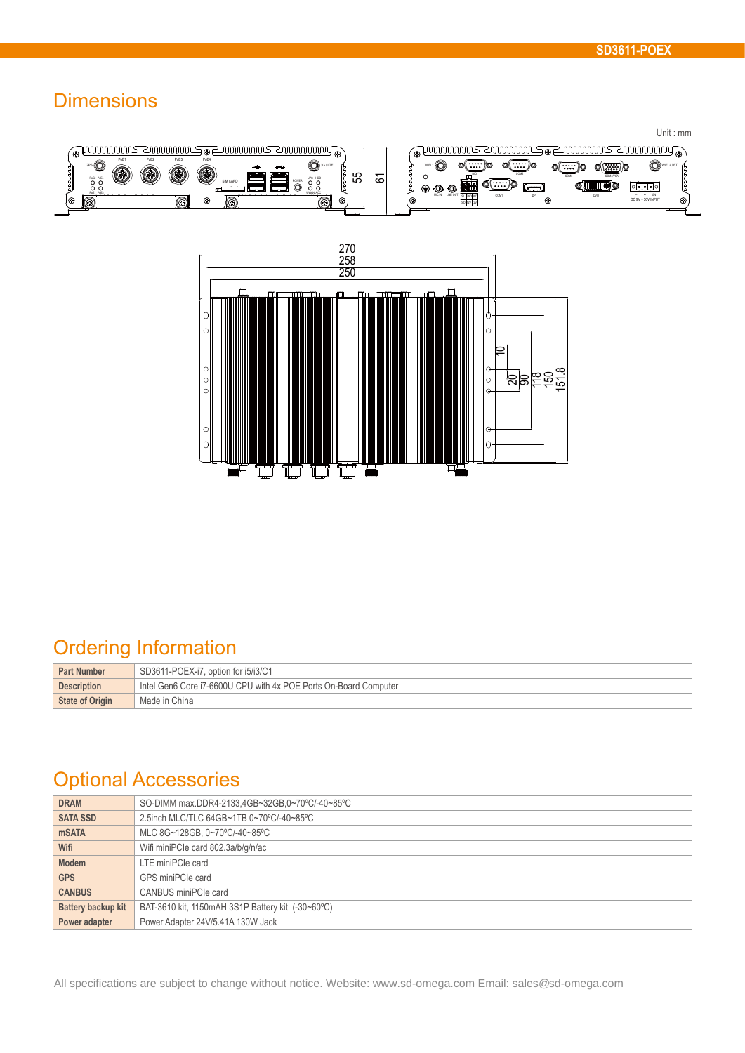## Dimensions

Unit : mm

55

61

270

258

250

10

20

90

118

150

151.8

## Ordering Information

| | |
|---|---|
| **Part Number** | SD3611-POEX-i7, option for i5/i3/C1 |
| **Description** | Intel Gen6 Core i7-6600U CPU with 4x POE Ports On-Board Computer |
| **State of Origin** | Made in China |

## Optional Accessories

| | |
|---|---|
| **DRAM** | SO-DIMM max.DDR4-2133,4GB~32GB,0~70ºC/-40~85ºC |
| **SATA SSD** | 2.5inch MLC/TLC 64GB~1TB 0~70ºC/-40~85ºC |
| **mSATA** | MLC 8G~128GB, 0~70ºC/-40~85ºC |
| **Wifi** | Wifi miniPCIe card 802.3a/b/g/n/ac |
| **Modem** | LTE miniPCIe card |
| **GPS** | GPS miniPCIe card |
| **CANBUS** | CANBUS miniPCIe card |
| **Battery backup kit** | BAT-3610 kit, 1150mAH 3S1P Battery kit (-30~60ºC) |
| **Power adapter** | Power Adapter 24V/5.41A 130W Jack |

All specifications are subject to change without notice. Website: www.sd-omega.com Email: sales@sd-omega.com